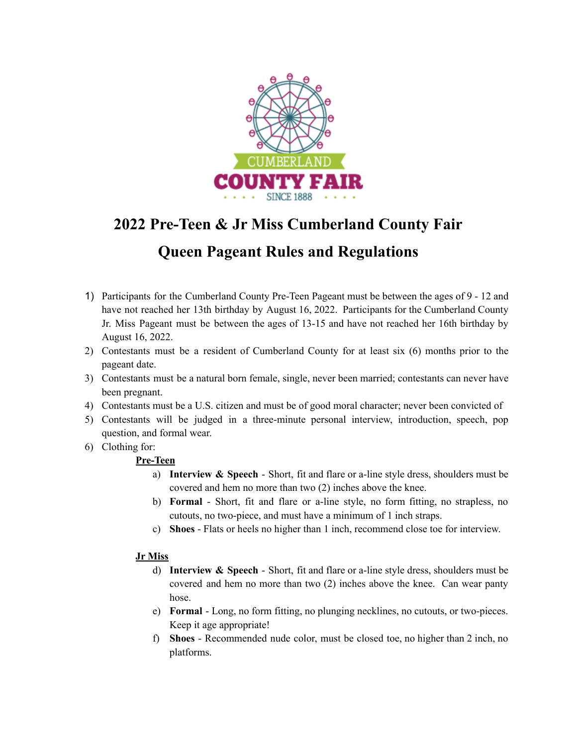CUMBERLAND

COUNTY FAIR

SINCE 1888

# 2022 Pre-Teen & Jr Miss Cumberland County Fair Queen Pageant Rules and Regulations

1) Participants for the Cumberland County Pre-Teen Pageant must be between the ages of 9 - 12 and have not reached her 13th birthday by August 16, 2022. Participants for the Cumberland County Jr. Miss Pageant must be between the ages of 13-15 and have not reached her 16th birthday by August 16, 2022.
2) Contestants must be a resident of Cumberland County for at least six (6) months prior to the pageant date.
3) Contestants must be a natural born female, single, never been married; contestants can never have been pregnant.
4) Contestants must be a U.S. citizen and must be of good moral character; never been convicted of
5) Contestants will be judged in a three-minute personal interview, introduction, speech, pop question, and formal wear.
6) Clothing for:

   **Pre-Teen**

   a) **Interview & Speech** - Short, fit and flare or a-line style dress, shoulders must be covered and hem no more than two (2) inches above the knee.
   b) **Formal** - Short, fit and flare or a-line style, no form fitting, no strapless, no cutouts, no two-piece, and must have a minimum of 1 inch straps.
   c) **Shoes** - Flats or heels no higher than 1 inch, recommend close toe for interview.

   **Jr Miss**

   d) **Interview & Speech** - Short, fit and flare or a-line style dress, shoulders must be covered and hem no more than two (2) inches above the knee. Can wear panty hose.
   e) **Formal** - Long, no form fitting, no plunging necklines, no cutouts, or two-pieces. Keep it age appropriate!
   f) **Shoes** - Recommended nude color, must be closed toe, no higher than 2 inch, no platforms.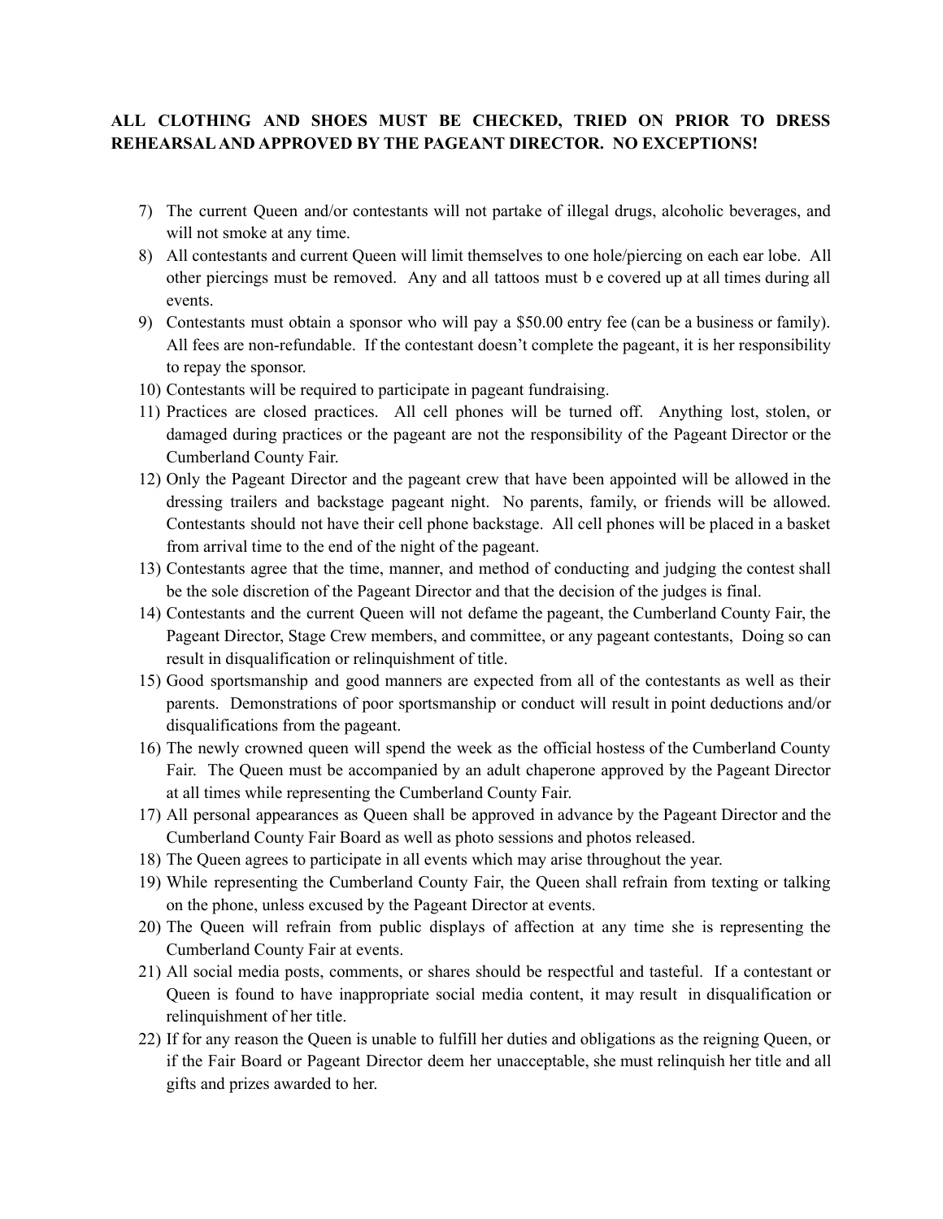**ALL CLOTHING AND SHOES MUST BE CHECKED, TRIED ON PRIOR TO DRESS REHEARSAL AND APPROVED BY THE PAGEANT DIRECTOR. NO EXCEPTIONS!**

7) The current Queen and/or contestants will not partake of illegal drugs, alcoholic beverages, and will not smoke at any time.
8) All contestants and current Queen will limit themselves to one hole/piercing on each ear lobe. All other piercings must be removed. Any and all tattoos must b e covered up at all times during all events.
9) Contestants must obtain a sponsor who will pay a $50.00 entry fee (can be a business or family). All fees are non-refundable. If the contestant doesn't complete the pageant, it is her responsibility to repay the sponsor.
10) Contestants will be required to participate in pageant fundraising.
11) Practices are closed practices. All cell phones will be turned off. Anything lost, stolen, or damaged during practices or the pageant are not the responsibility of the Pageant Director or the Cumberland County Fair.
12) Only the Pageant Director and the pageant crew that have been appointed will be allowed in the dressing trailers and backstage pageant night. No parents, family, or friends will be allowed. Contestants should not have their cell phone backstage. All cell phones will be placed in a basket from arrival time to the end of the night of the pageant.
13) Contestants agree that the time, manner, and method of conducting and judging the contest shall be the sole discretion of the Pageant Director and that the decision of the judges is final.
14) Contestants and the current Queen will not defame the pageant, the Cumberland County Fair, the Pageant Director, Stage Crew members, and committee, or any pageant contestants, Doing so can result in disqualification or relinquishment of title.
15) Good sportsmanship and good manners are expected from all of the contestants as well as their parents. Demonstrations of poor sportsmanship or conduct will result in point deductions and/or disqualifications from the pageant.
16) The newly crowned queen will spend the week as the official hostess of the Cumberland County Fair. The Queen must be accompanied by an adult chaperone approved by the Pageant Director at all times while representing the Cumberland County Fair.
17) All personal appearances as Queen shall be approved in advance by the Pageant Director and the Cumberland County Fair Board as well as photo sessions and photos released.
18) The Queen agrees to participate in all events which may arise throughout the year.
19) While representing the Cumberland County Fair, the Queen shall refrain from texting or talking on the phone, unless excused by the Pageant Director at events.
20) The Queen will refrain from public displays of affection at any time she is representing the Cumberland County Fair at events.
21) All social media posts, comments, or shares should be respectful and tasteful. If a contestant or Queen is found to have inappropriate social media content, it may result in disqualification or relinquishment of her title.
22) If for any reason the Queen is unable to fulfill her duties and obligations as the reigning Queen, or if the Fair Board or Pageant Director deem her unacceptable, she must relinquish her title and all gifts and prizes awarded to her.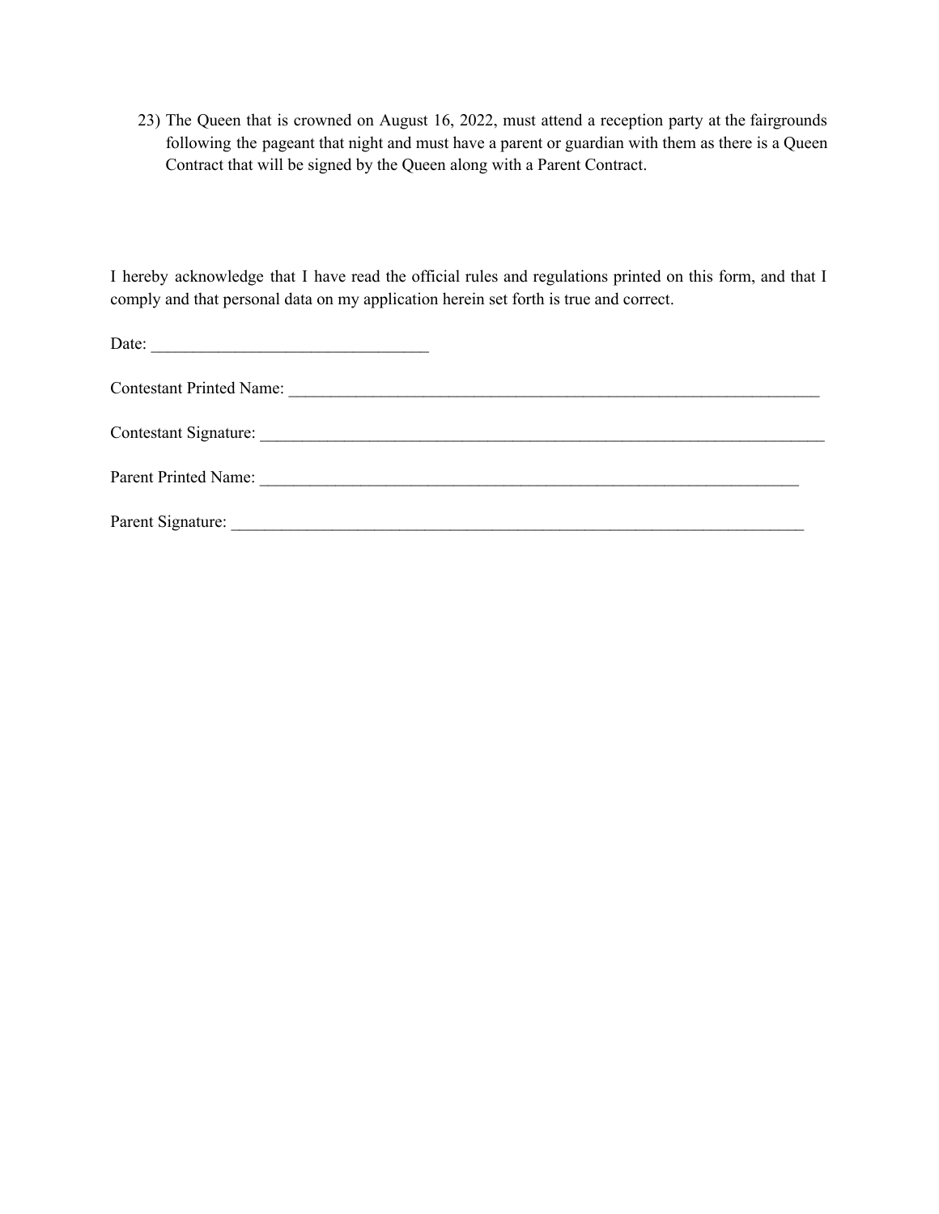23) The Queen that is crowned on August 16, 2022, must attend a reception party at the fairgrounds following the pageant that night and must have a parent or guardian with them as there is a Queen Contract that will be signed by the Queen along with a Parent Contract.

I hereby acknowledge that I have read the official rules and regulations printed on this form, and that I comply and that personal data on my application herein set forth is true and correct.

Date: _________________________________

Contestant Printed Name: _________________________________________________________________

Contestant Signature: ____________________________________________________________________

Parent Printed Name: ___________________________________________________________________

Parent Signature: ________________________________________________________________________